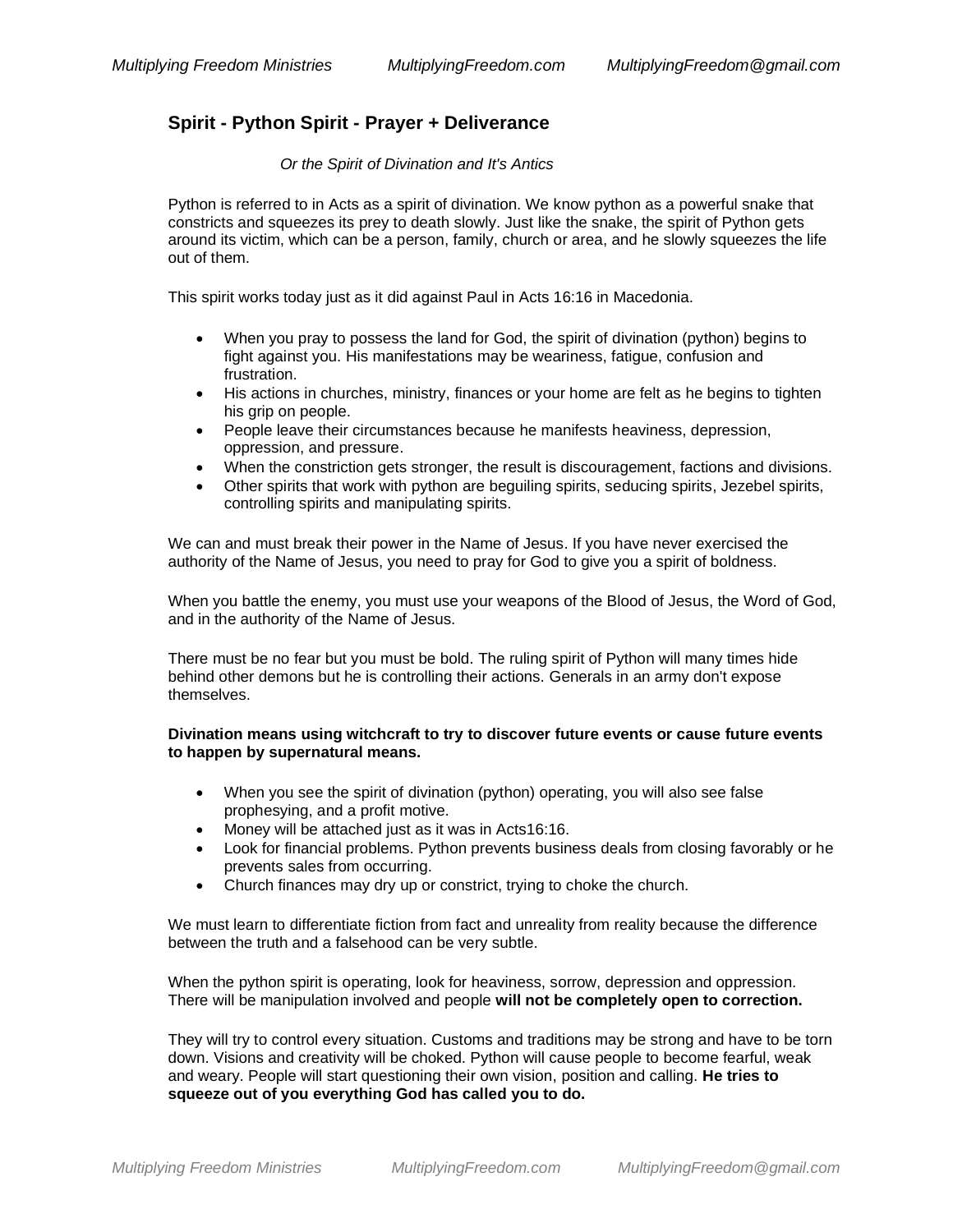## Spirit - Python Spirit - Prayer + Deliverance

*Or the Spirit of Divination and It's Antics*

Python is referred to in Acts as a spirit of divination. We know python as a powerful snake that constricts and squeezes its prey to death slowly. Just like the snake, the spirit of Python gets around its victim, which can be a person, family, church or area, and he slowly squeezes the life out of them.

This spirit works today just as it did against Paul in Acts 16:16 in Macedonia.

- When you pray to possess the land for God, the spirit of divination (python) begins to fight against you. His manifestations may be weariness, fatigue, confusion and frustration.
- His actions in churches, ministry, finances or your home are felt as he begins to tighten his grip on people.
- People leave their circumstances because he manifests heaviness, depression, oppression, and pressure.
- When the constriction gets stronger, the result is discouragement, factions and divisions.
- Other spirits that work with python are beguiling spirits, seducing spirits, Jezebel spirits, controlling spirits and manipulating spirits.

We can and must break their power in the Name of Jesus. If you have never exercised the authority of the Name of Jesus, you need to pray for God to give you a spirit of boldness.

When you battle the enemy, you must use your weapons of the Blood of Jesus, the Word of God, and in the authority of the Name of Jesus.

There must be no fear but you must be bold. The ruling spirit of Python will many times hide behind other demons but he is controlling their actions. Generals in an army don't expose themselves.

**Divination means using witchcraft to try to discover future events or cause future events to happen by supernatural means.**

- When you see the spirit of divination (python) operating, you will also see false prophesying, and a profit motive.
- Money will be attached just as it was in Acts16:16.
- Look for financial problems. Python prevents business deals from closing favorably or he prevents sales from occurring.
- Church finances may dry up or constrict, trying to choke the church.

We must learn to differentiate fiction from fact and unreality from reality because the difference between the truth and a falsehood can be very subtle.

When the python spirit is operating, look for heaviness, sorrow, depression and oppression. There will be manipulation involved and people **will not be completely open to correction.**

They will try to control every situation. Customs and traditions may be strong and have to be torn down. Visions and creativity will be choked. Python will cause people to become fearful, weak and weary. People will start questioning their own vision, position and calling. **He tries to squeeze out of you everything God has called you to do.**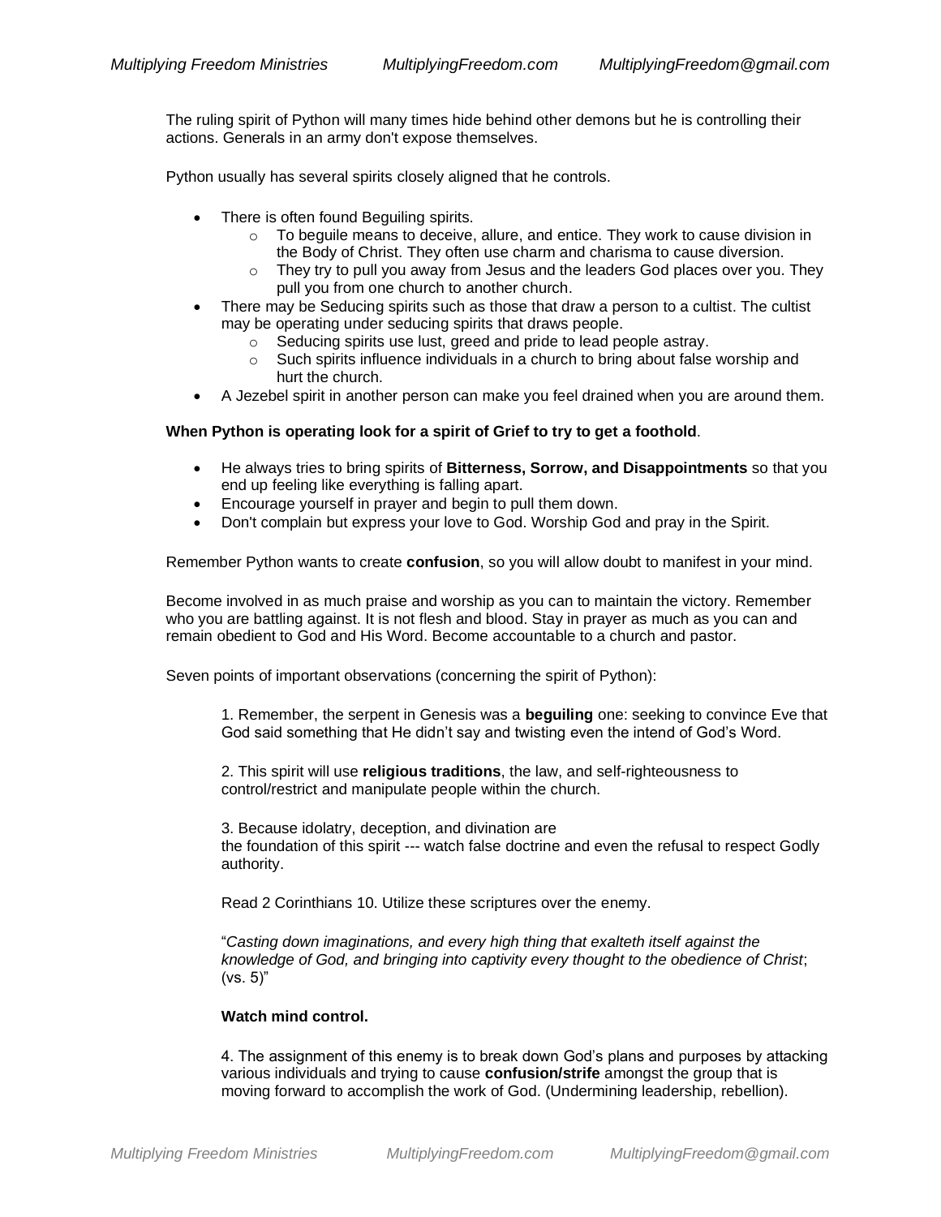The ruling spirit of Python will many times hide behind other demons but he is controlling their actions. Generals in an army don't expose themselves.

Python usually has several spirits closely aligned that he controls.

- There is often found Beguiling spirits.
  - To beguile means to deceive, allure, and entice. They work to cause division in the Body of Christ. They often use charm and charisma to cause diversion.
  - They try to pull you away from Jesus and the leaders God places over you. They pull you from one church to another church.
- There may be Seducing spirits such as those that draw a person to a cultist. The cultist may be operating under seducing spirits that draws people.
  - Seducing spirits use lust, greed and pride to lead people astray.
  - Such spirits influence individuals in a church to bring about false worship and hurt the church.
- A Jezebel spirit in another person can make you feel drained when you are around them.

**When Python is operating look for a spirit of Grief to try to get a foothold**.

- He always tries to bring spirits of **Bitterness, Sorrow, and Disappointments** so that you end up feeling like everything is falling apart.
- Encourage yourself in prayer and begin to pull them down.
- Don't complain but express your love to God. Worship God and pray in the Spirit.

Remember Python wants to create **confusion**, so you will allow doubt to manifest in your mind.

Become involved in as much praise and worship as you can to maintain the victory. Remember who you are battling against. It is not flesh and blood. Stay in prayer as much as you can and remain obedient to God and His Word. Become accountable to a church and pastor.

Seven points of important observations (concerning the spirit of Python):

1. Remember, the serpent in Genesis was a **beguiling** one: seeking to convince Eve that God said something that He didn't say and twisting even the intend of God's Word.

2. This spirit will use **religious traditions**, the law, and self-righteousness to control/restrict and manipulate people within the church.

3. Because idolatry, deception, and divination are the foundation of this spirit --- watch false doctrine and even the refusal to respect Godly authority.

Read 2 Corinthians 10. Utilize these scriptures over the enemy.

"*Casting down imaginations, and every high thing that exalteth itself against the knowledge of God, and bringing into captivity every thought to the obedience of Christ*; (vs. 5)"

**Watch mind control.**

4. The assignment of this enemy is to break down God's plans and purposes by attacking various individuals and trying to cause **confusion/strife** amongst the group that is moving forward to accomplish the work of God. (Undermining leadership, rebellion).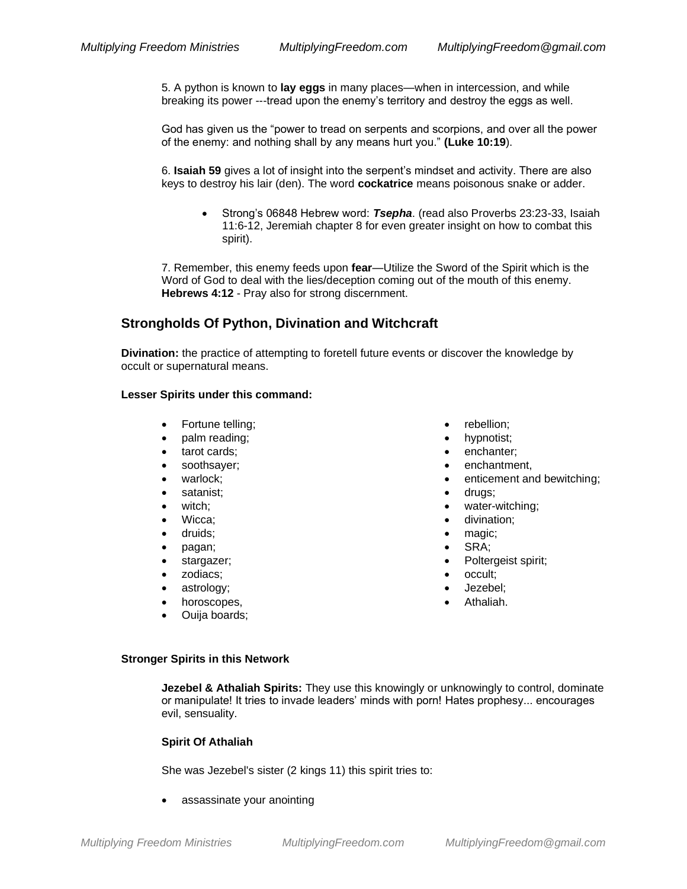5. A python is known to **lay eggs** in many places—when in intercession, and while breaking its power ---tread upon the enemy's territory and destroy the eggs as well.

God has given us the "power to tread on serpents and scorpions, and over all the power of the enemy: and nothing shall by any means hurt you." **(Luke 10:19**).

6. **Isaiah 59** gives a lot of insight into the serpent's mindset and activity. There are also keys to destroy his lair (den). The word **cockatrice** means poisonous snake or adder.

- Strong's 06848 Hebrew word: ***Tsepha***. (read also Proverbs 23:23-33, Isaiah 11:6-12, Jeremiah chapter 8 for even greater insight on how to combat this spirit).

7. Remember, this enemy feeds upon **fear**—Utilize the Sword of the Spirit which is the Word of God to deal with the lies/deception coming out of the mouth of this enemy. **Hebrews 4:12** - Pray also for strong discernment.

## Strongholds Of Python, Divination and Witchcraft

**Divination:** the practice of attempting to foretell future events or discover the knowledge by occult or supernatural means.

**Lesser Spirits under this command:**

- Fortune telling;
- palm reading;
- tarot cards;
- soothsayer;
- warlock;
- satanist;
- witch;
- Wicca;
- druids;
- pagan;
- stargazer;
- zodiacs;
- astrology;
- horoscopes,
- Ouija boards;
- rebellion;
- hypnotist;
- enchanter;
- enchantment,
- enticement and bewitching;
- drugs;
- water-witching;
- divination;
- magic;
- SRA;
- Poltergeist spirit;
- occult;
- Jezebel;
- Athaliah.

**Stronger Spirits in this Network**

**Jezebel & Athaliah Spirits:** They use this knowingly or unknowingly to control, dominate or manipulate! It tries to invade leaders' minds with porn! Hates prophesy... encourages evil, sensuality.

**Spirit Of Athaliah**

She was Jezebel's sister (2 kings 11) this spirit tries to:

- assassinate your anointing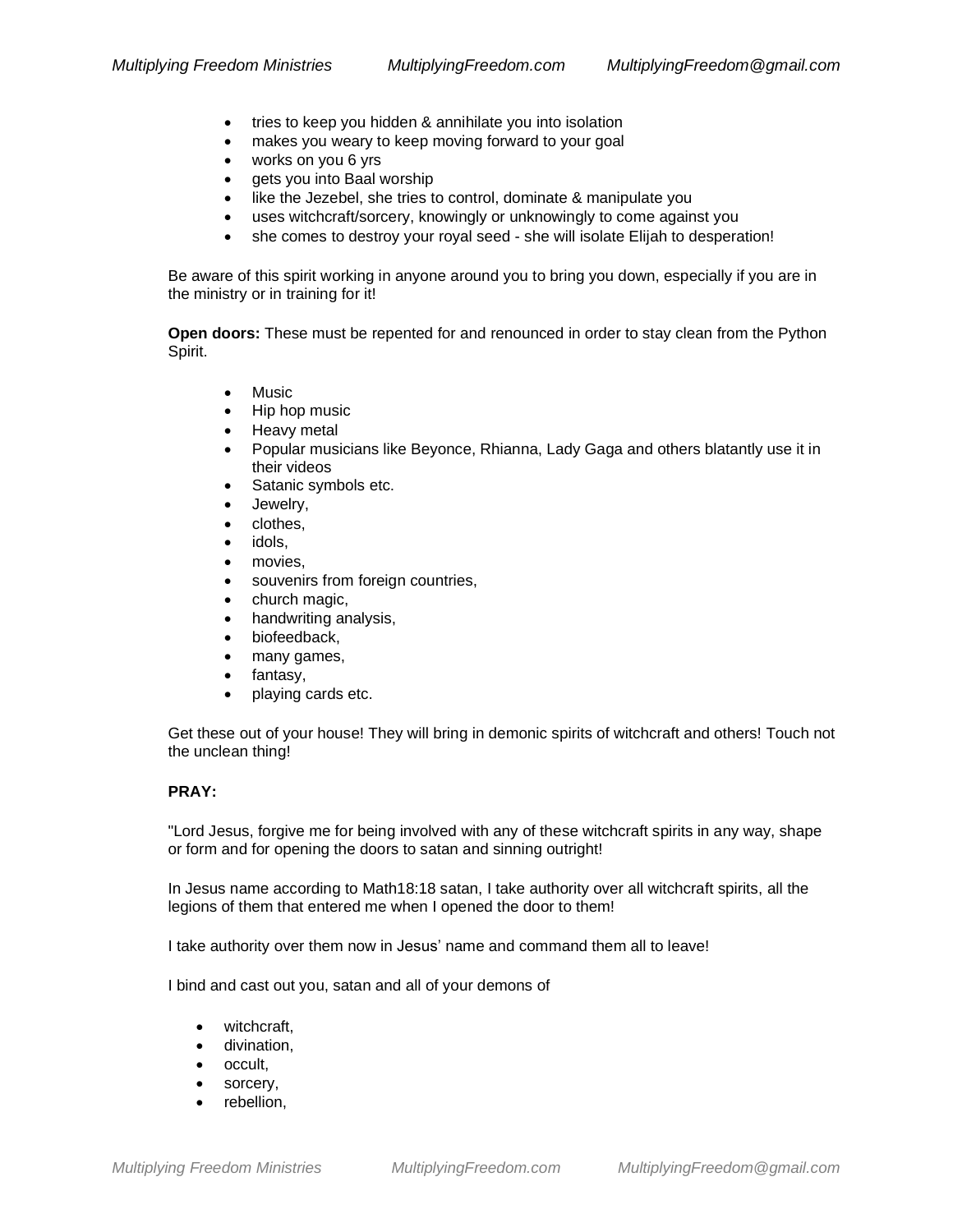- tries to keep you hidden & annihilate you into isolation
- makes you weary to keep moving forward to your goal
- works on you 6 yrs
- gets you into Baal worship
- like the Jezebel, she tries to control, dominate & manipulate you
- uses witchcraft/sorcery, knowingly or unknowingly to come against you
- she comes to destroy your royal seed - she will isolate Elijah to desperation!

Be aware of this spirit working in anyone around you to bring you down, especially if you are in the ministry or in training for it!

**Open doors:** These must be repented for and renounced in order to stay clean from the Python Spirit.

- Music
- Hip hop music
- Heavy metal
- Popular musicians like Beyonce, Rhianna, Lady Gaga and others blatantly use it in their videos
- Satanic symbols etc.
- Jewelry,
- clothes,
- idols,
- movies,
- souvenirs from foreign countries,
- church magic,
- handwriting analysis,
- biofeedback,
- many games,
- fantasy,
- playing cards etc.

Get these out of your house! They will bring in demonic spirits of witchcraft and others! Touch not the unclean thing!

**PRAY:**

"Lord Jesus, forgive me for being involved with any of these witchcraft spirits in any way, shape or form and for opening the doors to satan and sinning outright!

In Jesus name according to Math18:18 satan, I take authority over all witchcraft spirits, all the legions of them that entered me when I opened the door to them!

I take authority over them now in Jesus' name and command them all to leave!

I bind and cast out you, satan and all of your demons of

- witchcraft,
- divination,
- occult,
- sorcery,
- rebellion,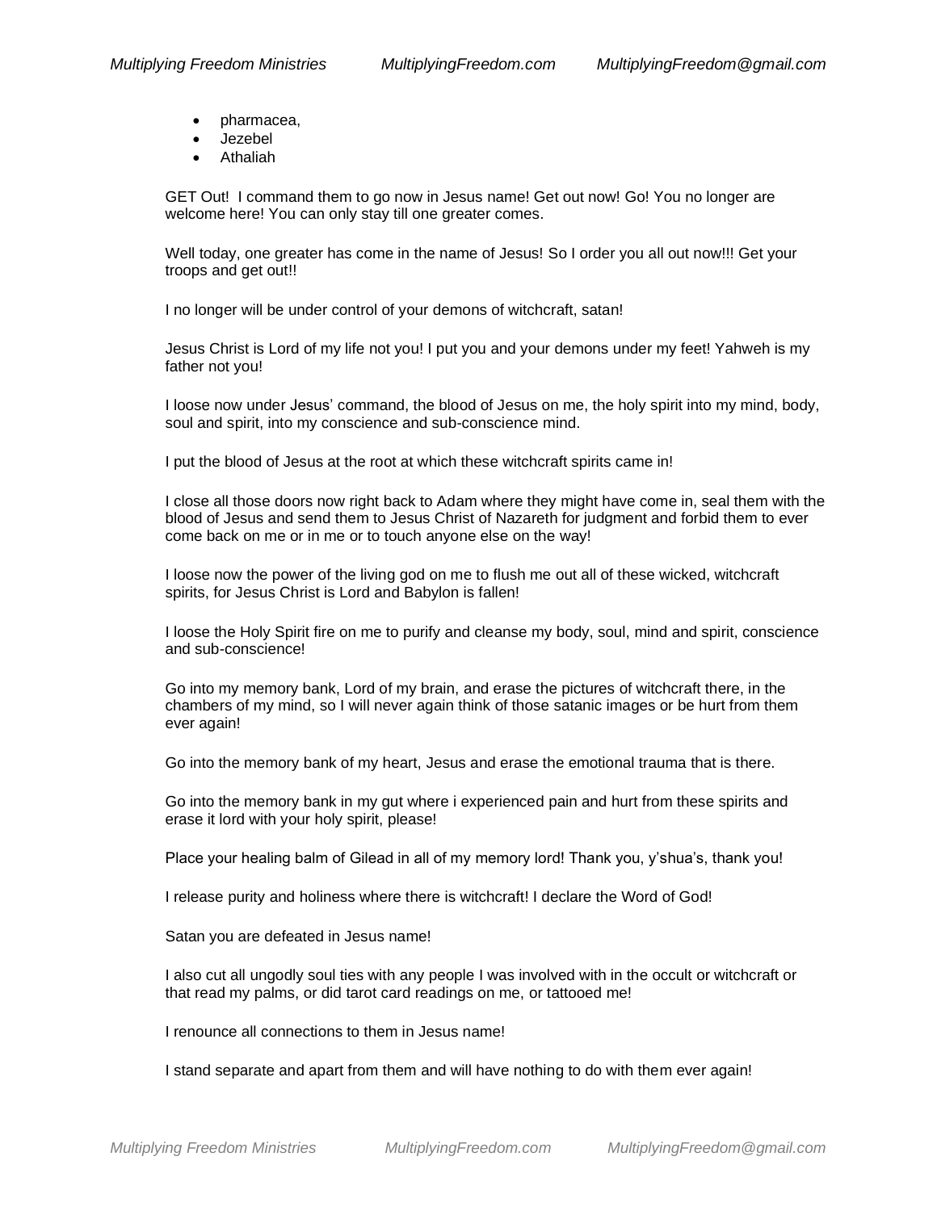- pharmacea,
- Jezebel
- Athaliah

GET Out! I command them to go now in Jesus name! Get out now! Go! You no longer are welcome here! You can only stay till one greater comes.

Well today, one greater has come in the name of Jesus! So I order you all out now!!! Get your troops and get out!!

I no longer will be under control of your demons of witchcraft, satan!

Jesus Christ is Lord of my life not you! I put you and your demons under my feet! Yahweh is my father not you!

I loose now under Jesus' command, the blood of Jesus on me, the holy spirit into my mind, body, soul and spirit, into my conscience and sub-conscience mind.

I put the blood of Jesus at the root at which these witchcraft spirits came in!

I close all those doors now right back to Adam where they might have come in, seal them with the blood of Jesus and send them to Jesus Christ of Nazareth for judgment and forbid them to ever come back on me or in me or to touch anyone else on the way!

I loose now the power of the living god on me to flush me out all of these wicked, witchcraft spirits, for Jesus Christ is Lord and Babylon is fallen!

I loose the Holy Spirit fire on me to purify and cleanse my body, soul, mind and spirit, conscience and sub-conscience!

Go into my memory bank, Lord of my brain, and erase the pictures of witchcraft there, in the chambers of my mind, so I will never again think of those satanic images or be hurt from them ever again!

Go into the memory bank of my heart, Jesus and erase the emotional trauma that is there.

Go into the memory bank in my gut where i experienced pain and hurt from these spirits and erase it lord with your holy spirit, please!

Place your healing balm of Gilead in all of my memory lord! Thank you, y'shua's, thank you!

I release purity and holiness where there is witchcraft! I declare the Word of God!

Satan you are defeated in Jesus name!

I also cut all ungodly soul ties with any people I was involved with in the occult or witchcraft or that read my palms, or did tarot card readings on me, or tattooed me!

I renounce all connections to them in Jesus name!

I stand separate and apart from them and will have nothing to do with them ever again!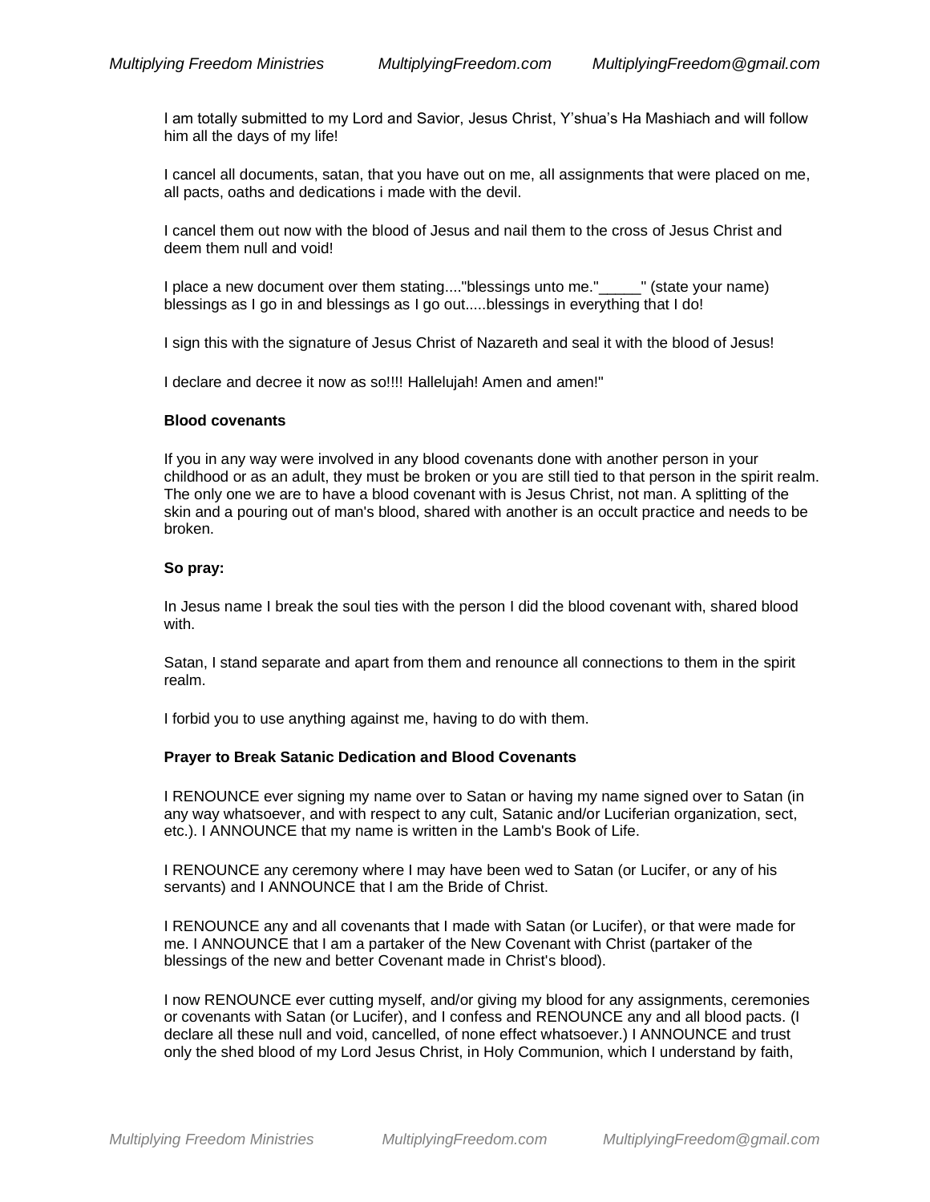I am totally submitted to my Lord and Savior, Jesus Christ, Y'shua's Ha Mashiach and will follow him all the days of my life!

I cancel all documents, satan, that you have out on me, all assignments that were placed on me, all pacts, oaths and dedications i made with the devil.

I cancel them out now with the blood of Jesus and nail them to the cross of Jesus Christ and deem them null and void!

I place a new document over them stating...."blessings unto me."_____" (state your name) blessings as I go in and blessings as I go out.....blessings in everything that I do!

I sign this with the signature of Jesus Christ of Nazareth and seal it with the blood of Jesus!

I declare and decree it now as so!!!! Hallelujah! Amen and amen!"

**Blood covenants**

If you in any way were involved in any blood covenants done with another person in your childhood or as an adult, they must be broken or you are still tied to that person in the spirit realm. The only one we are to have a blood covenant with is Jesus Christ, not man. A splitting of the skin and a pouring out of man's blood, shared with another is an occult practice and needs to be broken.

**So pray:**

In Jesus name I break the soul ties with the person I did the blood covenant with, shared blood with.

Satan, I stand separate and apart from them and renounce all connections to them in the spirit realm.

I forbid you to use anything against me, having to do with them.

**Prayer to Break Satanic Dedication and Blood Covenants**

I RENOUNCE ever signing my name over to Satan or having my name signed over to Satan (in any way whatsoever, and with respect to any cult, Satanic and/or Luciferian organization, sect, etc.). I ANNOUNCE that my name is written in the Lamb's Book of Life.

I RENOUNCE any ceremony where I may have been wed to Satan (or Lucifer, or any of his servants) and I ANNOUNCE that I am the Bride of Christ.

I RENOUNCE any and all covenants that I made with Satan (or Lucifer), or that were made for me. I ANNOUNCE that I am a partaker of the New Covenant with Christ (partaker of the blessings of the new and better Covenant made in Christ's blood).

I now RENOUNCE ever cutting myself, and/or giving my blood for any assignments, ceremonies or covenants with Satan (or Lucifer), and I confess and RENOUNCE any and all blood pacts. (I declare all these null and void, cancelled, of none effect whatsoever.) I ANNOUNCE and trust only the shed blood of my Lord Jesus Christ, in Holy Communion, which I understand by faith,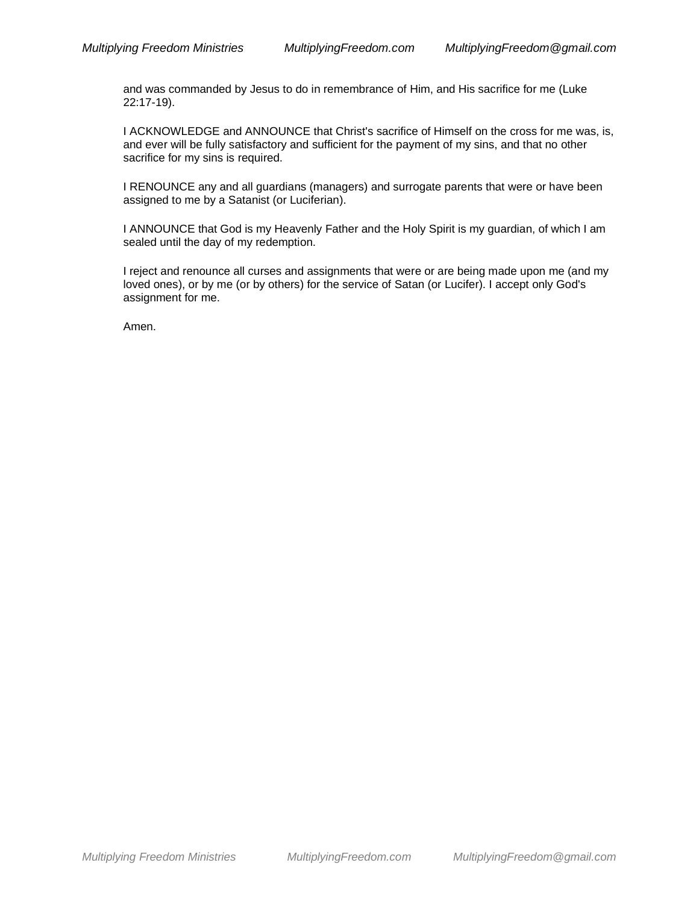and was commanded by Jesus to do in remembrance of Him, and His sacrifice for me (Luke 22:17-19).

I ACKNOWLEDGE and ANNOUNCE that Christ's sacrifice of Himself on the cross for me was, is, and ever will be fully satisfactory and sufficient for the payment of my sins, and that no other sacrifice for my sins is required.

I RENOUNCE any and all guardians (managers) and surrogate parents that were or have been assigned to me by a Satanist (or Luciferian).

I ANNOUNCE that God is my Heavenly Father and the Holy Spirit is my guardian, of which I am sealed until the day of my redemption.

I reject and renounce all curses and assignments that were or are being made upon me (and my loved ones), or by me (or by others) for the service of Satan (or Lucifer). I accept only God's assignment for me.

Amen.